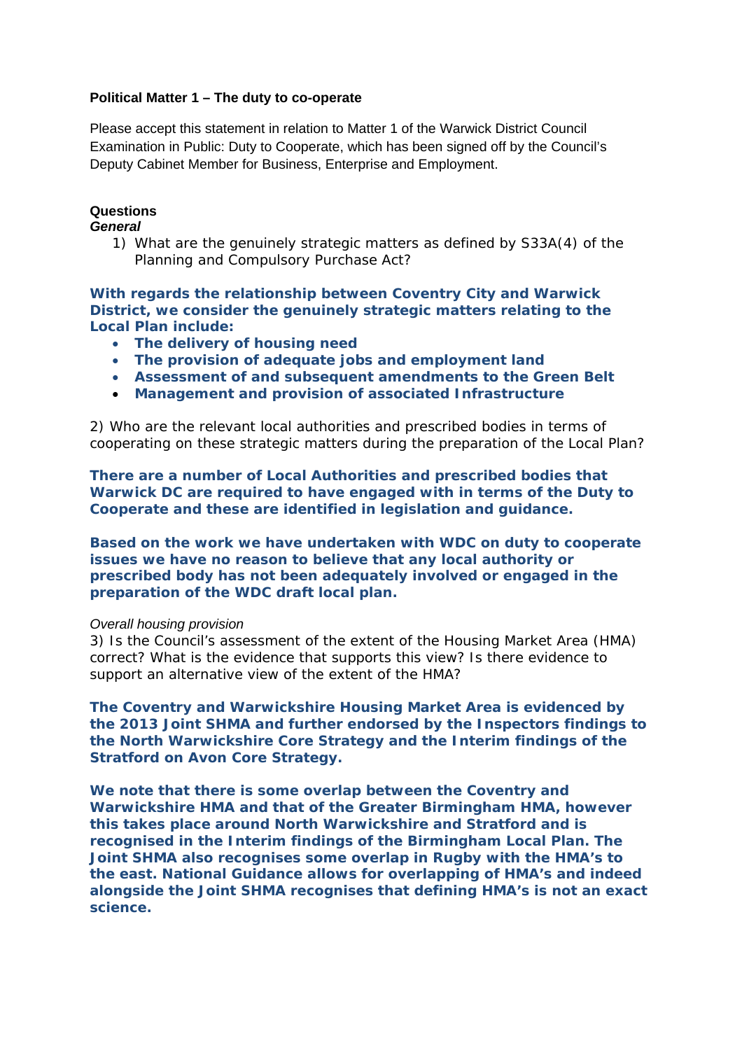**Political Matter 1 – The duty to co-operate**

Please accept this statement in relation to Matter 1 of the Warwick District Council Examination in Public: Duty to Cooperate, which has been signed off by the Council's Deputy Cabinet Member for Business, Enterprise and Employment.

**Questions**

***General***

1) What are the genuinely strategic matters as defined by S33A(4) of the Planning and Compulsory Purchase Act?

**With regards the relationship between Coventry City and Warwick District, we consider the genuinely strategic matters relating to the Local Plan include:**

- **The delivery of housing need**
- **The provision of adequate jobs and employment land**
- **Assessment of and subsequent amendments to the Green Belt**
- **Management and provision of associated Infrastructure**

2) Who are the relevant local authorities and prescribed bodies in terms of cooperating on these strategic matters during the preparation of the Local Plan?

**There are a number of Local Authorities and prescribed bodies that Warwick DC are required to have engaged with in terms of the Duty to Cooperate and these are identified in legislation and guidance.**

**Based on the work we have undertaken with WDC on duty to cooperate issues we have no reason to believe that any local authority or prescribed body has not been adequately involved or engaged in the preparation of the WDC draft local plan.**

*Overall housing provision*

3) Is the Council's assessment of the extent of the Housing Market Area (HMA) correct? What is the evidence that supports this view? Is there evidence to support an alternative view of the extent of the HMA?

**The Coventry and Warwickshire Housing Market Area is evidenced by the 2013 Joint SHMA and further endorsed by the Inspectors findings to the North Warwickshire Core Strategy and the Interim findings of the Stratford on Avon Core Strategy.**

**We note that there is some overlap between the Coventry and Warwickshire HMA and that of the Greater Birmingham HMA, however this takes place around North Warwickshire and Stratford and is recognised in the Interim findings of the Birmingham Local Plan. The Joint SHMA also recognises some overlap in Rugby with the HMA's to the east. National Guidance allows for overlapping of HMA's and indeed alongside the Joint SHMA recognises that defining HMA's is not an exact science.**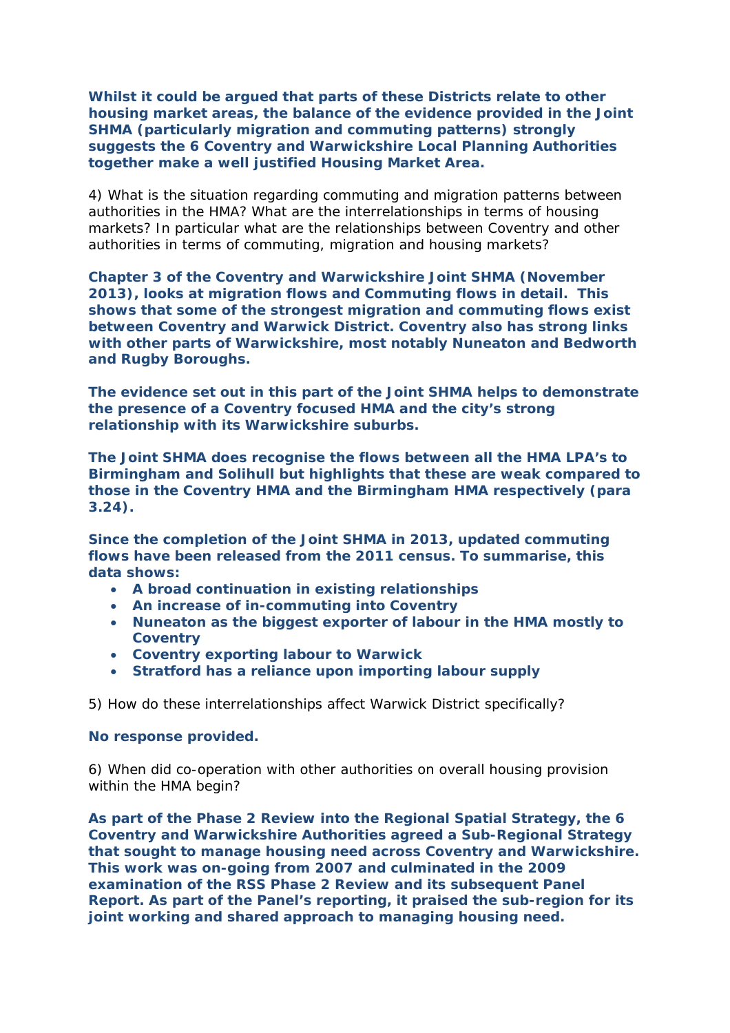**Whilst it could be argued that parts of these Districts relate to other housing market areas, the balance of the evidence provided in the Joint SHMA (particularly migration and commuting patterns) strongly suggests the 6 Coventry and Warwickshire Local Planning Authorities together make a well justified Housing Market Area.**

4) What is the situation regarding commuting and migration patterns between authorities in the HMA? What are the interrelationships in terms of housing markets? In particular what are the relationships between Coventry and other authorities in terms of commuting, migration and housing markets?

**Chapter 3 of the Coventry and Warwickshire Joint SHMA (November 2013), looks at migration flows and Commuting flows in detail. This shows that some of the strongest migration and commuting flows exist between Coventry and Warwick District. Coventry also has strong links with other parts of Warwickshire, most notably Nuneaton and Bedworth and Rugby Boroughs.**

**The evidence set out in this part of the Joint SHMA helps to demonstrate the presence of a Coventry focused HMA and the city's strong relationship with its Warwickshire suburbs.**

**The Joint SHMA does recognise the flows between all the HMA LPA's to Birmingham and Solihull but highlights that these are weak compared to those in the Coventry HMA and the Birmingham HMA respectively (para 3.24).**

**Since the completion of the Joint SHMA in 2013, updated commuting flows have been released from the 2011 census. To summarise, this data shows:**

- **A broad continuation in existing relationships**
- **An increase of in-commuting into Coventry**
- **Nuneaton as the biggest exporter of labour in the HMA mostly to Coventry**
- **Coventry exporting labour to Warwick**
- **Stratford has a reliance upon importing labour supply**

5) How do these interrelationships affect Warwick District specifically?

**No response provided.**

6) When did co-operation with other authorities on overall housing provision within the HMA begin?

**As part of the Phase 2 Review into the Regional Spatial Strategy, the 6 Coventry and Warwickshire Authorities agreed a Sub-Regional Strategy that sought to manage housing need across Coventry and Warwickshire. This work was on-going from 2007 and culminated in the 2009 examination of the RSS Phase 2 Review and its subsequent Panel Report. As part of the Panel's reporting, it praised the sub-region for its joint working and shared approach to managing housing need.**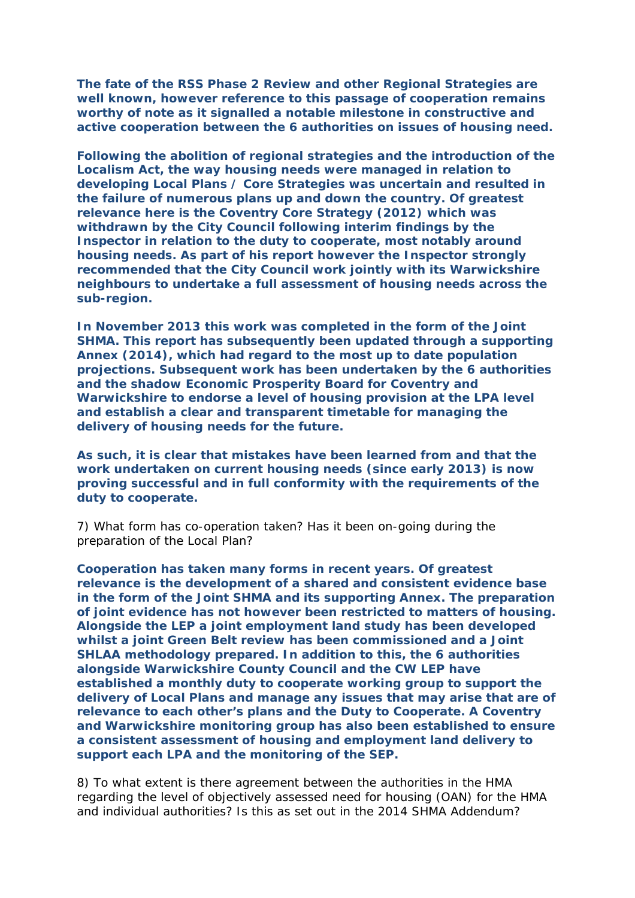**The fate of the RSS Phase 2 Review and other Regional Strategies are well known, however reference to this passage of cooperation remains worthy of note as it signalled a notable milestone in constructive and active cooperation between the 6 authorities on issues of housing need.**

**Following the abolition of regional strategies and the introduction of the Localism Act, the way housing needs were managed in relation to developing Local Plans / Core Strategies was uncertain and resulted in the failure of numerous plans up and down the country. Of greatest relevance here is the Coventry Core Strategy (2012) which was withdrawn by the City Council following interim findings by the Inspector in relation to the duty to cooperate, most notably around housing needs. As part of his report however the Inspector strongly recommended that the City Council work jointly with its Warwickshire neighbours to undertake a full assessment of housing needs across the sub-region.**

**In November 2013 this work was completed in the form of the Joint SHMA. This report has subsequently been updated through a supporting Annex (2014), which had regard to the most up to date population projections. Subsequent work has been undertaken by the 6 authorities and the shadow Economic Prosperity Board for Coventry and Warwickshire to endorse a level of housing provision at the LPA level and establish a clear and transparent timetable for managing the delivery of housing needs for the future.**

**As such, it is clear that mistakes have been learned from and that the work undertaken on current housing needs (since early 2013) is now proving successful and in full conformity with the requirements of the duty to cooperate.**

7) What form has co-operation taken? Has it been on-going during the preparation of the Local Plan?

**Cooperation has taken many forms in recent years. Of greatest relevance is the development of a shared and consistent evidence base in the form of the Joint SHMA and its supporting Annex. The preparation of joint evidence has not however been restricted to matters of housing. Alongside the LEP a joint employment land study has been developed whilst a joint Green Belt review has been commissioned and a Joint SHLAA methodology prepared. In addition to this, the 6 authorities alongside Warwickshire County Council and the CW LEP have established a monthly duty to cooperate working group to support the delivery of Local Plans and manage any issues that may arise that are of relevance to each other's plans and the Duty to Cooperate. A Coventry and Warwickshire monitoring group has also been established to ensure a consistent assessment of housing and employment land delivery to support each LPA and the monitoring of the SEP.**

8) To what extent is there agreement between the authorities in the HMA regarding the level of objectively assessed need for housing (OAN) for the HMA and individual authorities? Is this as set out in the 2014 SHMA Addendum?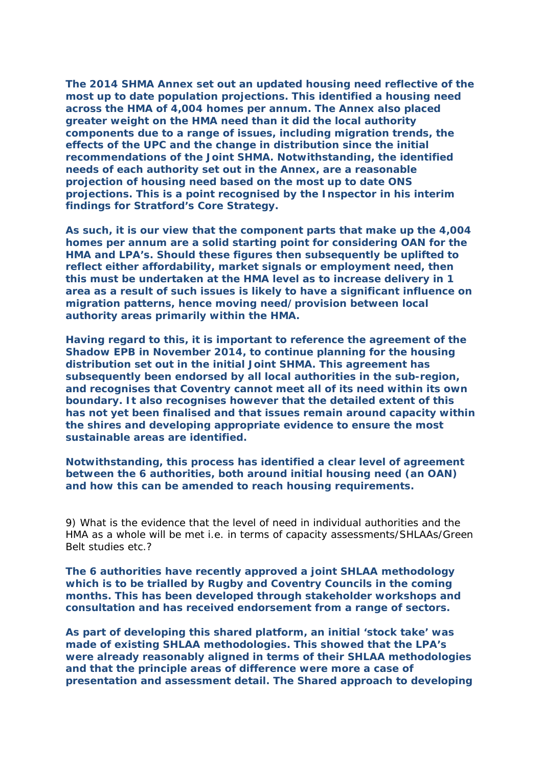**The 2014 SHMA Annex set out an updated housing need reflective of the most up to date population projections. This identified a housing need across the HMA of 4,004 homes per annum. The Annex also placed greater weight on the HMA need than it did the local authority components due to a range of issues, including migration trends, the effects of the UPC and the change in distribution since the initial recommendations of the Joint SHMA. Notwithstanding, the identified needs of each authority set out in the Annex, are a reasonable projection of housing need based on the most up to date ONS projections. This is a point recognised by the Inspector in his interim findings for Stratford's Core Strategy.**

**As such, it is our view that the component parts that make up the 4,004 homes per annum are a solid starting point for considering OAN for the HMA and LPA's. Should these figures then subsequently be uplifted to reflect either affordability, market signals or employment need, then this must be undertaken at the HMA level as to increase delivery in 1 area as a result of such issues is likely to have a significant influence on migration patterns, hence moving need/provision between local authority areas primarily within the HMA.**

**Having regard to this, it is important to reference the agreement of the Shadow EPB in November 2014, to continue planning for the housing distribution set out in the initial Joint SHMA. This agreement has subsequently been endorsed by all local authorities in the sub-region, and recognises that Coventry cannot meet all of its need within its own boundary. It also recognises however that the detailed extent of this has not yet been finalised and that issues remain around capacity within the shires and developing appropriate evidence to ensure the most sustainable areas are identified.**

**Notwithstanding, this process has identified a clear level of agreement between the 6 authorities, both around initial housing need (an OAN) and how this can be amended to reach housing requirements.**

9) What is the evidence that the level of need in individual authorities and the HMA as a whole will be met i.e. in terms of capacity assessments/SHLAAs/Green Belt studies etc.?

**The 6 authorities have recently approved a joint SHLAA methodology which is to be trialled by Rugby and Coventry Councils in the coming months. This has been developed through stakeholder workshops and consultation and has received endorsement from a range of sectors.**

**As part of developing this shared platform, an initial 'stock take' was made of existing SHLAA methodologies. This showed that the LPA's were already reasonably aligned in terms of their SHLAA methodologies and that the principle areas of difference were more a case of presentation and assessment detail. The Shared approach to developing**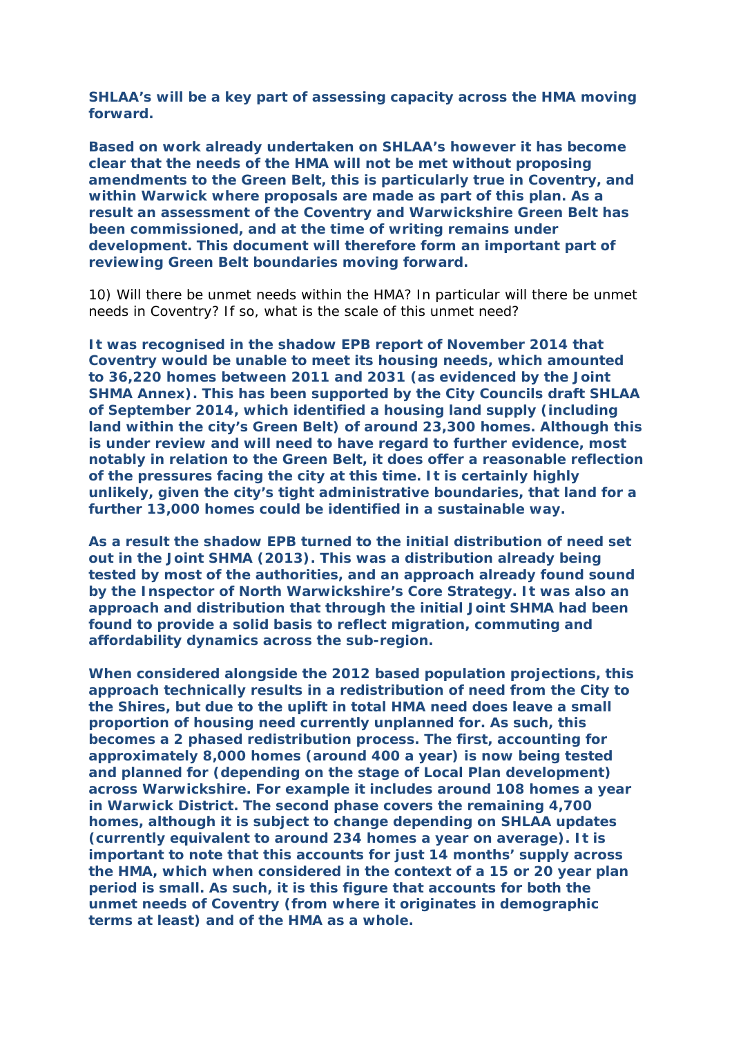**SHLAA's will be a key part of assessing capacity across the HMA moving forward.**

**Based on work already undertaken on SHLAA's however it has become clear that the needs of the HMA will not be met without proposing amendments to the Green Belt, this is particularly true in Coventry, and within Warwick where proposals are made as part of this plan. As a result an assessment of the Coventry and Warwickshire Green Belt has been commissioned, and at the time of writing remains under development. This document will therefore form an important part of reviewing Green Belt boundaries moving forward.**

10) Will there be unmet needs within the HMA? In particular will there be unmet needs in Coventry? If so, what is the scale of this unmet need?

**It was recognised in the shadow EPB report of November 2014 that Coventry would be unable to meet its housing needs, which amounted to 36,220 homes between 2011 and 2031 (as evidenced by the Joint SHMA Annex). This has been supported by the City Councils draft SHLAA of September 2014, which identified a housing land supply (including land within the city's Green Belt) of around 23,300 homes. Although this is under review and will need to have regard to further evidence, most notably in relation to the Green Belt, it does offer a reasonable reflection of the pressures facing the city at this time. It is certainly highly unlikely, given the city's tight administrative boundaries, that land for a further 13,000 homes could be identified in a sustainable way.**

**As a result the shadow EPB turned to the initial distribution of need set out in the Joint SHMA (2013). This was a distribution already being tested by most of the authorities, and an approach already found sound by the Inspector of North Warwickshire's Core Strategy. It was also an approach and distribution that through the initial Joint SHMA had been found to provide a solid basis to reflect migration, commuting and affordability dynamics across the sub-region.**

**When considered alongside the 2012 based population projections, this approach technically results in a redistribution of need from the City to the Shires, but due to the uplift in total HMA need does leave a small proportion of housing need currently unplanned for. As such, this becomes a 2 phased redistribution process. The first, accounting for approximately 8,000 homes (around 400 a year) is now being tested and planned for (depending on the stage of Local Plan development) across Warwickshire. For example it includes around 108 homes a year in Warwick District. The second phase covers the remaining 4,700 homes, although it is subject to change depending on SHLAA updates (currently equivalent to around 234 homes a year on average). It is important to note that this accounts for just 14 months' supply across the HMA, which when considered in the context of a 15 or 20 year plan period is small. As such, it is this figure that accounts for both the unmet needs of Coventry (from where it originates in demographic terms at least) and of the HMA as a whole.**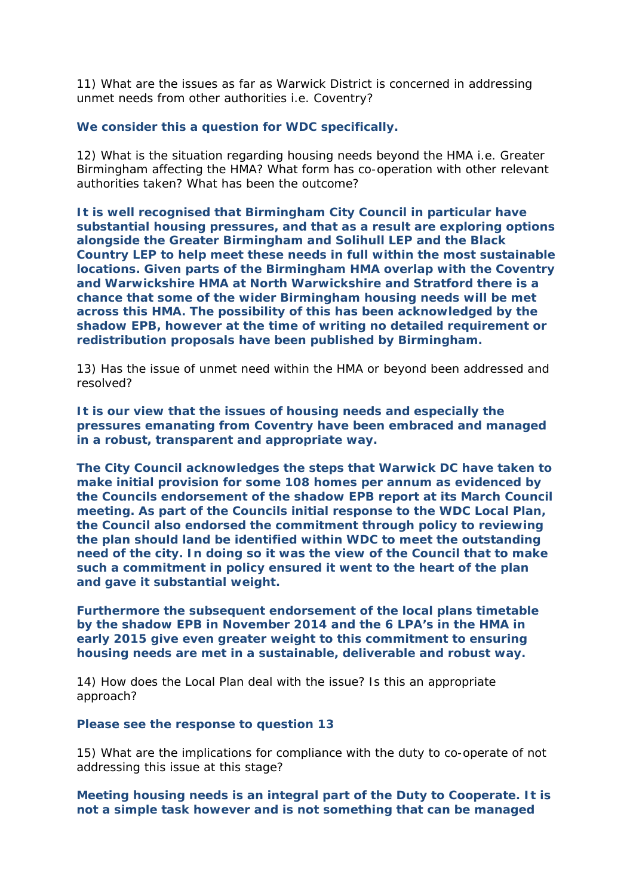11) What are the issues as far as Warwick District is concerned in addressing unmet needs from other authorities i.e. Coventry?

**We consider this a question for WDC specifically.**

12) What is the situation regarding housing needs beyond the HMA i.e. Greater Birmingham affecting the HMA? What form has co-operation with other relevant authorities taken? What has been the outcome?

**It is well recognised that Birmingham City Council in particular have substantial housing pressures, and that as a result are exploring options alongside the Greater Birmingham and Solihull LEP and the Black Country LEP to help meet these needs in full within the most sustainable locations. Given parts of the Birmingham HMA overlap with the Coventry and Warwickshire HMA at North Warwickshire and Stratford there is a chance that some of the wider Birmingham housing needs will be met across this HMA. The possibility of this has been acknowledged by the shadow EPB, however at the time of writing no detailed requirement or redistribution proposals have been published by Birmingham.**

13) Has the issue of unmet need within the HMA or beyond been addressed and resolved?

**It is our view that the issues of housing needs and especially the pressures emanating from Coventry have been embraced and managed in a robust, transparent and appropriate way.**

**The City Council acknowledges the steps that Warwick DC have taken to make initial provision for some 108 homes per annum as evidenced by the Councils endorsement of the shadow EPB report at its March Council meeting. As part of the Councils initial response to the WDC Local Plan, the Council also endorsed the commitment through policy to reviewing the plan should land be identified within WDC to meet the outstanding need of the city. In doing so it was the view of the Council that to make such a commitment in policy ensured it went to the heart of the plan and gave it substantial weight.**

**Furthermore the subsequent endorsement of the local plans timetable by the shadow EPB in November 2014 and the 6 LPA's in the HMA in early 2015 give even greater weight to this commitment to ensuring housing needs are met in a sustainable, deliverable and robust way.**

14) How does the Local Plan deal with the issue? Is this an appropriate approach?

**Please see the response to question 13**

15) What are the implications for compliance with the duty to co-operate of not addressing this issue at this stage?

**Meeting housing needs is an integral part of the Duty to Cooperate. It is not a simple task however and is not something that can be managed**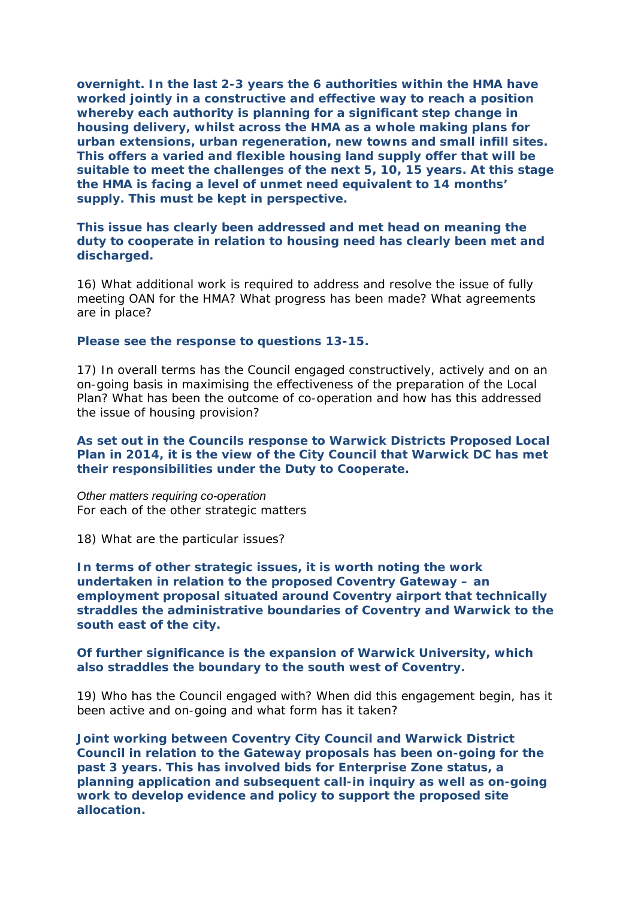**overnight. In the last 2-3 years the 6 authorities within the HMA have worked jointly in a constructive and effective way to reach a position whereby each authority is planning for a significant step change in housing delivery, whilst across the HMA as a whole making plans for urban extensions, urban regeneration, new towns and small infill sites. This offers a varied and flexible housing land supply offer that will be suitable to meet the challenges of the next 5, 10, 15 years. At this stage the HMA is facing a level of unmet need equivalent to 14 months' supply. This must be kept in perspective.**

**This issue has clearly been addressed and met head on meaning the duty to cooperate in relation to housing need has clearly been met and discharged.**

16) What additional work is required to address and resolve the issue of fully meeting OAN for the HMA? What progress has been made? What agreements are in place?

**Please see the response to questions 13-15.**

17) In overall terms has the Council engaged constructively, actively and on an on-going basis in maximising the effectiveness of the preparation of the Local Plan? What has been the outcome of co-operation and how has this addressed the issue of housing provision?

**As set out in the Councils response to Warwick Districts Proposed Local Plan in 2014, it is the view of the City Council that Warwick DC has met their responsibilities under the Duty to Cooperate.**

*Other matters requiring co-operation*
For each of the other strategic matters

18) What are the particular issues?

**In terms of other strategic issues, it is worth noting the work undertaken in relation to the proposed Coventry Gateway – an employment proposal situated around Coventry airport that technically straddles the administrative boundaries of Coventry and Warwick to the south east of the city.**

**Of further significance is the expansion of Warwick University, which also straddles the boundary to the south west of Coventry.**

19) Who has the Council engaged with? When did this engagement begin, has it been active and on-going and what form has it taken?

**Joint working between Coventry City Council and Warwick District Council in relation to the Gateway proposals has been on-going for the past 3 years. This has involved bids for Enterprise Zone status, a planning application and subsequent call-in inquiry as well as on-going work to develop evidence and policy to support the proposed site allocation.**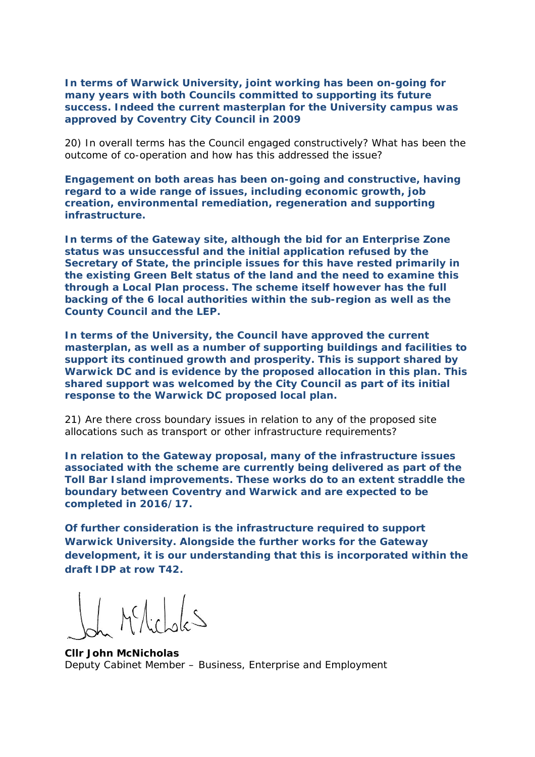**In terms of Warwick University, joint working has been on-going for many years with both Councils committed to supporting its future success. Indeed the current masterplan for the University campus was approved by Coventry City Council in 2009**

20) In overall terms has the Council engaged constructively? What has been the outcome of co-operation and how has this addressed the issue?

**Engagement on both areas has been on-going and constructive, having regard to a wide range of issues, including economic growth, job creation, environmental remediation, regeneration and supporting infrastructure.**

**In terms of the Gateway site, although the bid for an Enterprise Zone status was unsuccessful and the initial application refused by the Secretary of State, the principle issues for this have rested primarily in the existing Green Belt status of the land and the need to examine this through a Local Plan process. The scheme itself however has the full backing of the 6 local authorities within the sub-region as well as the County Council and the LEP.**

**In terms of the University, the Council have approved the current masterplan, as well as a number of supporting buildings and facilities to support its continued growth and prosperity. This is support shared by Warwick DC and is evidence by the proposed allocation in this plan. This shared support was welcomed by the City Council as part of its initial response to the Warwick DC proposed local plan.**

21) Are there cross boundary issues in relation to any of the proposed site allocations such as transport or other infrastructure requirements?

**In relation to the Gateway proposal, many of the infrastructure issues associated with the scheme are currently being delivered as part of the Toll Bar Island improvements. These works do to an extent straddle the boundary between Coventry and Warwick and are expected to be completed in 2016/17.**

**Of further consideration is the infrastructure required to support Warwick University. Alongside the further works for the Gateway development, it is our understanding that this is incorporated within the draft IDP at row T42.**

John McNicholas

**Cllr John McNicholas**
Deputy Cabinet Member – Business, Enterprise and Employment